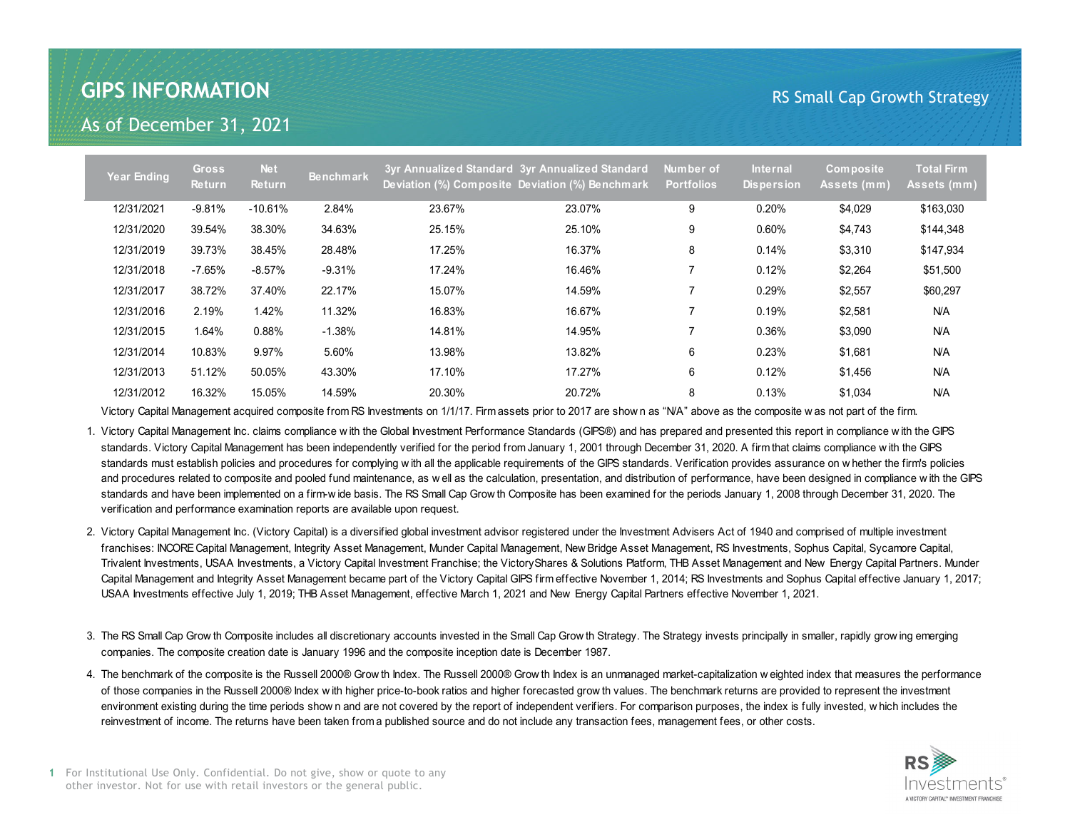# GIPS INFORMATION

## As of December 31, 2021

RS Small Cap Growth Strategy

| Year Ending | Gross Return | Net Return | Benchmark | 3yr Annualized Standard Deviation (%) Composite | 3yr Annualized Standard Deviation (%) Benchmark | Number of Portfolios | Internal Dispersion | Composite Assets (mm) | Total Firm Assets (mm) |
|---|---|---|---|---|---|---|---|---|---|
| 12/31/2021 | -9.81% | -10.61% | 2.84% | 23.67% | 23.07% | 9 | 0.20% | $4,029 | $163,030 |
| 12/31/2020 | 39.54% | 38.30% | 34.63% | 25.15% | 25.10% | 9 | 0.60% | $4,743 | $144,348 |
| 12/31/2019 | 39.73% | 38.45% | 28.48% | 17.25% | 16.37% | 8 | 0.14% | $3,310 | $147,934 |
| 12/31/2018 | -7.65% | -8.57% | -9.31% | 17.24% | 16.46% | 7 | 0.12% | $2,264 | $51,500 |
| 12/31/2017 | 38.72% | 37.40% | 22.17% | 15.07% | 14.59% | 7 | 0.29% | $2,557 | $60,297 |
| 12/31/2016 | 2.19% | 1.42% | 11.32% | 16.83% | 16.67% | 7 | 0.19% | $2,581 | N/A |
| 12/31/2015 | 1.64% | 0.88% | -1.38% | 14.81% | 14.95% | 7 | 0.36% | $3,090 | N/A |
| 12/31/2014 | 10.83% | 9.97% | 5.60% | 13.98% | 13.82% | 6 | 0.23% | $1,681 | N/A |
| 12/31/2013 | 51.12% | 50.05% | 43.30% | 17.10% | 17.27% | 6 | 0.12% | $1,456 | N/A |
| 12/31/2012 | 16.32% | 15.05% | 14.59% | 20.30% | 20.72% | 8 | 0.13% | $1,034 | N/A |

Victory Capital Management acquired composite from RS Investments on 1/1/17. Firm assets prior to 2017 are shown as "N/A" above as the composite was not part of the firm.

1. Victory Capital Management Inc. claims compliance with the Global Investment Performance Standards (GIPS®) and has prepared and presented this report in compliance with the GIPS standards. Victory Capital Management has been independently verified for the period from January 1, 2001 through December 31, 2020. A firm that claims compliance with the GIPS standards must establish policies and procedures for complying with all the applicable requirements of the GIPS standards. Verification provides assurance on whether the firm's policies and procedures related to composite and pooled fund maintenance, as well as the calculation, presentation, and distribution of performance, have been designed in compliance with the GIPS standards and have been implemented on a firm-wide basis. The RS Small Cap Growth Composite has been examined for the periods January 1, 2008 through December 31, 2020. The verification and performance examination reports are available upon request.

2. Victory Capital Management Inc. (Victory Capital) is a diversified global investment advisor registered under the Investment Advisers Act of 1940 and comprised of multiple investment franchises: INCORE Capital Management, Integrity Asset Management, Munder Capital Management, New Bridge Asset Management, RS Investments, Sophus Capital, Sycamore Capital, Trivalent Investments, USAA Investments, a Victory Capital Investment Franchise; the VictoryShares & Solutions Platform, THB Asset Management and New Energy Capital Partners. Munder Capital Management and Integrity Asset Management became part of the Victory Capital GIPS firm effective November 1, 2014; RS Investments and Sophus Capital effective January 1, 2017; USAA Investments effective July 1, 2019; THB Asset Management, effective March 1, 2021 and New Energy Capital Partners effective November 1, 2021.

3. The RS Small Cap Growth Composite includes all discretionary accounts invested in the Small Cap Growth Strategy. The Strategy invests principally in smaller, rapidly growing emerging companies. The composite creation date is January 1996 and the composite inception date is December 1987.

4. The benchmark of the composite is the Russell 2000® Growth Index. The Russell 2000® Growth Index is an unmanaged market-capitalization weighted index that measures the performance of those companies in the Russell 2000® Index with higher price-to-book ratios and higher forecasted growth values. The benchmark returns are provided to represent the investment environment existing during the time periods shown and are not covered by the report of independent verifiers. For comparison purposes, the index is fully invested, which includes the reinvestment of income. The returns have been taken from a published source and do not include any transaction fees, management fees, or other costs.

For Institutional Use Only. Confidential. Do not give, show or quote to any other investor. Not for use with retail investors or the general public.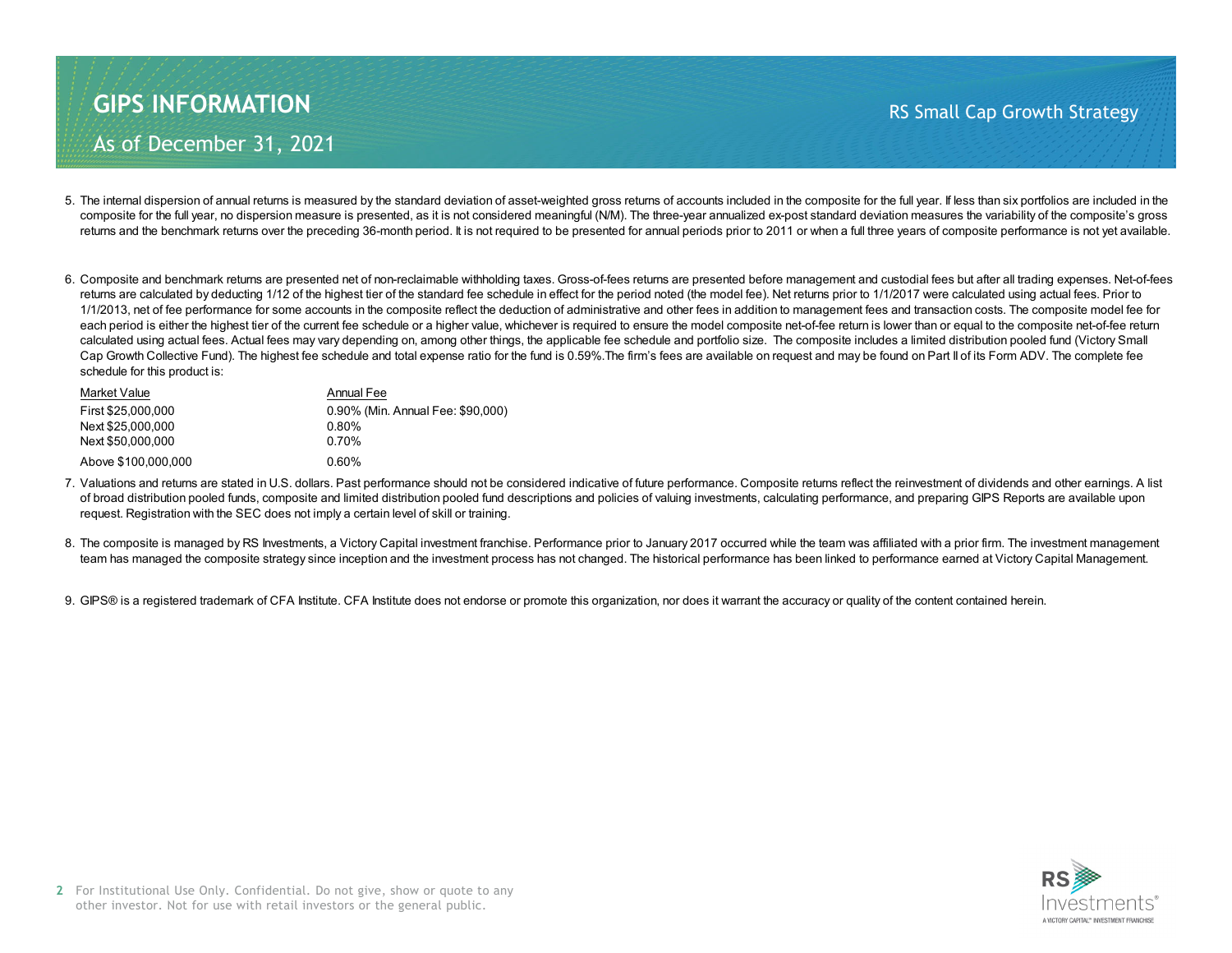# GIPS INFORMATION

## As of December 31, 2021

RS Small Cap Growth Strategy

5. The internal dispersion of annual returns is measured by the standard deviation of asset-weighted gross returns of accounts included in the composite for the full year. If less than six portfolios are included in the composite for the full year, no dispersion measure is presented, as it is not considered meaningful (N/M). The three-year annualized ex-post standard deviation measures the variability of the composite's gross returns and the benchmark returns over the preceding 36-month period. It is not required to be presented for annual periods prior to 2011 or when a full three years of composite performance is not yet available.

6. Composite and benchmark returns are presented net of non-reclaimable withholding taxes. Gross-of-fees returns are presented before management and custodial fees but after all trading expenses. Net-of-fees returns are calculated by deducting 1/12 of the highest tier of the standard fee schedule in effect for the period noted (the model fee). Net returns prior to 1/1/2017 were calculated using actual fees. Prior to 1/1/2013, net of fee performance for some accounts in the composite reflect the deduction of administrative and other fees in addition to management fees and transaction costs. The composite model fee for each period is either the highest tier of the current fee schedule or a higher value, whichever is required to ensure the model composite net-of-fee return is lower than or equal to the composite net-of-fee return calculated using actual fees. Actual fees may vary depending on, among other things, the applicable fee schedule and portfolio size. The composite includes a limited distribution pooled fund (Victory Small Cap Growth Collective Fund). The highest fee schedule and total expense ratio for the fund is 0.59%.The firm's fees are available on request and may be found on Part II of its Form ADV. The complete fee schedule for this product is:

| Market Value | Annual Fee |
|---|---|
| First $25,000,000 | 0.90% (Min. Annual Fee: $90,000) |
| Next $25,000,000 | 0.80% |
| Next $50,000,000 | 0.70% |
| Above $100,000,000 | 0.60% |

7. Valuations and returns are stated in U.S. dollars. Past performance should not be considered indicative of future performance. Composite returns reflect the reinvestment of dividends and other earnings. A list of broad distribution pooled funds, composite and limited distribution pooled fund descriptions and policies of valuing investments, calculating performance, and preparing GIPS Reports are available upon request. Registration with the SEC does not imply a certain level of skill or training.

8. The composite is managed by RS Investments, a Victory Capital investment franchise. Performance prior to January 2017 occurred while the team was affiliated with a prior firm. The investment management team has managed the composite strategy since inception and the investment process has not changed. The historical performance has been linked to performance earned at Victory Capital Management.

9. GIPS® is a registered trademark of CFA Institute. CFA Institute does not endorse or promote this organization, nor does it warrant the accuracy or quality of the content contained herein.

For Institutional Use Only. Confidential. Do not give, show or quote to any other investor. Not for use with retail investors or the general public.

RS Investments®
A VICTORY CAPITAL® INVESTMENT FRANCHISE